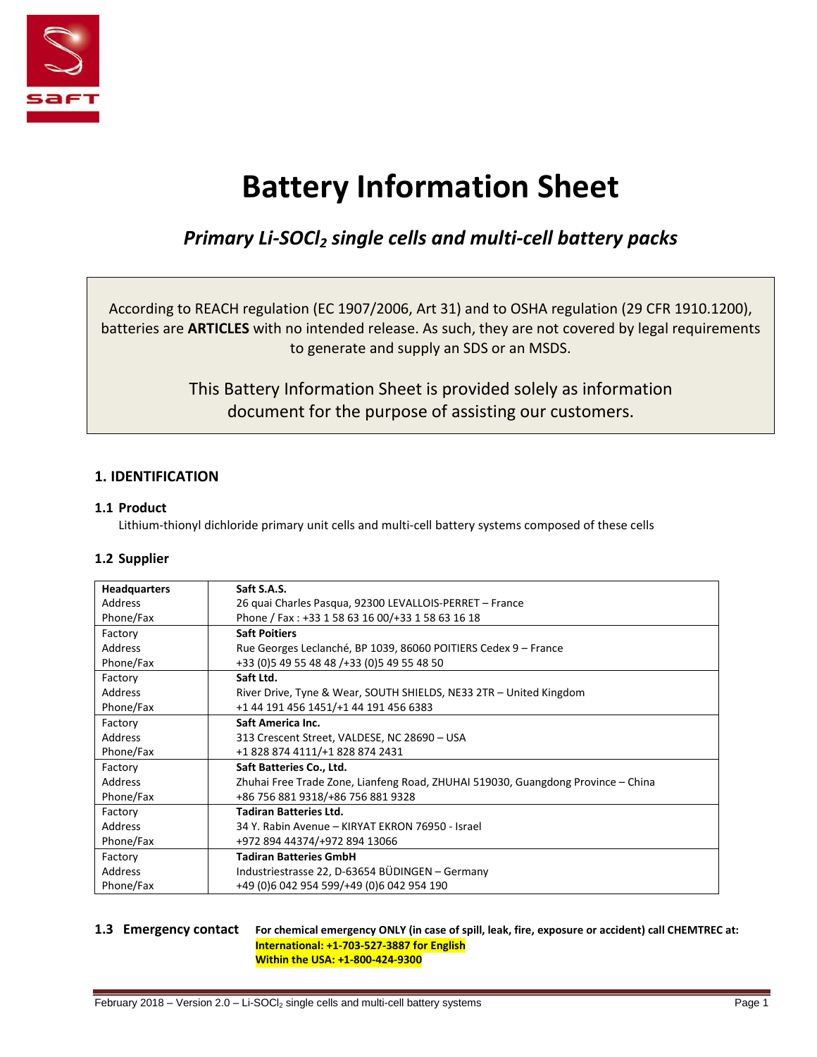# Battery Information Sheet

## *Primary Li-$SOCl_2$ single cells and multi-cell battery packs*

According to REACH regulation (EC 1907/2006, Art 31) and to OSHA regulation (29 CFR 1910.1200), batteries are **ARTICLES** with no intended release. As such, they are not covered by legal requirements to generate and supply an SDS or an MSDS.

This Battery Information Sheet is provided solely as information document for the purpose of assisting our customers.

## 1. IDENTIFICATION

### 1.1 Product

Lithium-thionyl dichloride primary unit cells and multi-cell battery systems composed of these cells

### 1.2 Supplier

| | |
|---|---|
| **Headquarters**<br>Address<br>Phone/Fax | **Saft S.A.S.**<br>26 quai Charles Pasqua, 92300 LEVALLOIS-PERRET – France<br>Phone / Fax : +33 1 58 63 16 00/+33 1 58 63 16 18 |
| Factory<br>Address<br>Phone/Fax | **Saft Poitiers**<br>Rue Georges Leclanché, BP 1039, 86060 POITIERS Cedex 9 – France<br>+33 (0)5 49 55 48 48 /+33 (0)5 49 55 48 50 |
| Factory<br>Address<br>Phone/Fax | **Saft Ltd.**<br>River Drive, Tyne & Wear, SOUTH SHIELDS, NE33 2TR – United Kingdom<br>+1 44 191 456 1451/+1 44 191 456 6383 |
| Factory<br>Address<br>Phone/Fax | **Saft America Inc.**<br>313 Crescent Street, VALDESE, NC 28690 – USA<br>+1 828 874 4111/+1 828 874 2431 |
| Factory<br>Address<br>Phone/Fax | **Saft Batteries Co., Ltd.**<br>Zhuhai Free Trade Zone, Lianfeng Road, ZHUHAI 519030, Guangdong Province – China<br>+86 756 881 9318/+86 756 881 9328 |
| Factory<br>Address<br>Phone/Fax | **Tadiran Batteries Ltd.**<br>34 Y. Rabin Avenue – KIRYAT EKRON 76950 - Israel<br>+972 894 44374/+972 894 13066 |
| Factory<br>Address<br>Phone/Fax | **Tadiran Batteries GmbH**<br>Industriestrasse 22, D-63654 BÜDINGEN – Germany<br>+49 (0)6 042 954 599/+49 (0)6 042 954 190 |

### 1.3 Emergency contact

**For chemical emergency ONLY (in case of spill, leak, fire, exposure or accident) call CHEMTREC at:**
**International: +1-703-527-3887 for English**
**Within the USA: +1-800-424-9300**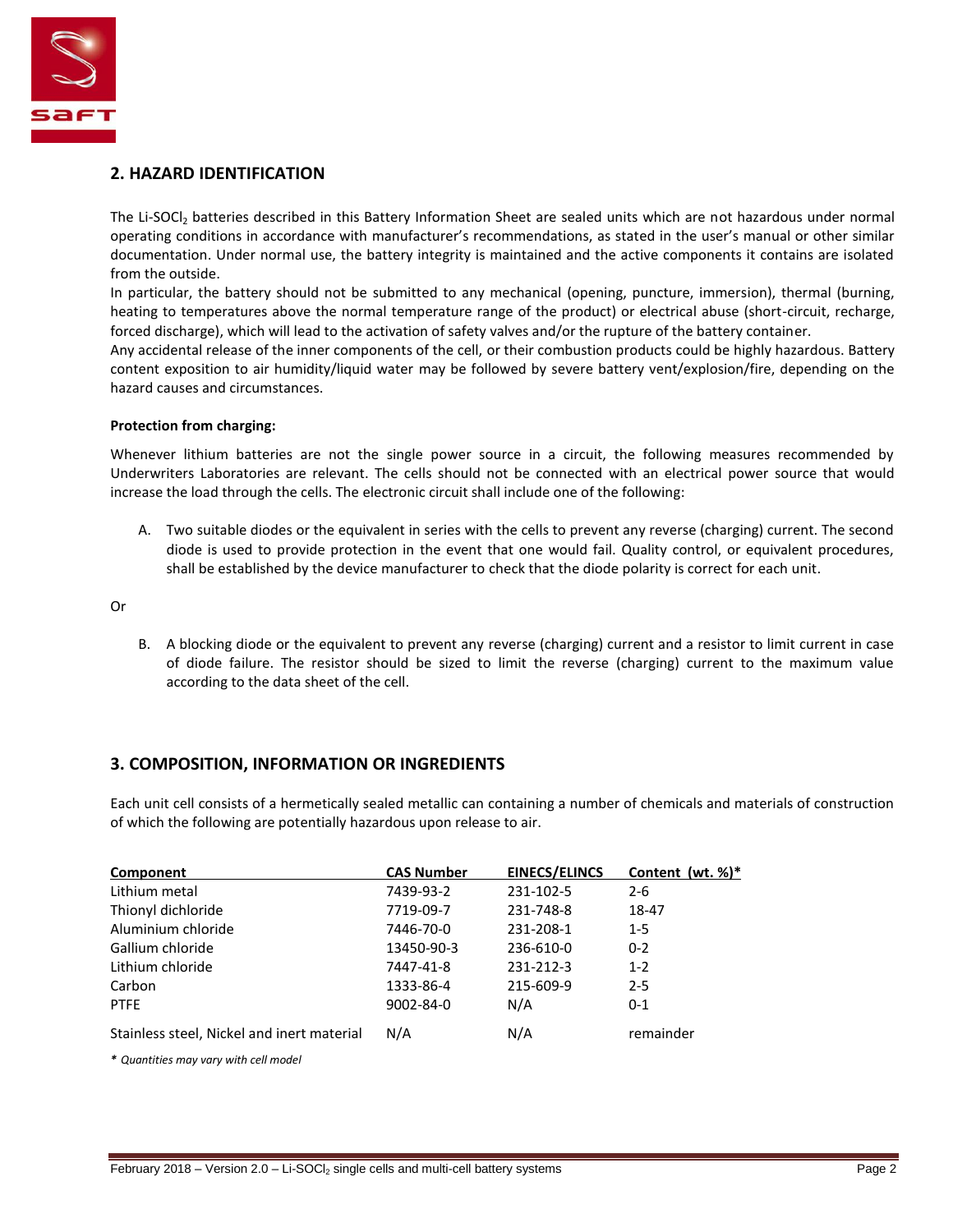## 2. HAZARD IDENTIFICATION

The Li-$SOCl_2$ batteries described in this Battery Information Sheet are sealed units which are not hazardous under normal operating conditions in accordance with manufacturer's recommendations, as stated in the user's manual or other similar documentation. Under normal use, the battery integrity is maintained and the active components it contains are isolated from the outside.

In particular, the battery should not be submitted to any mechanical (opening, puncture, immersion), thermal (burning, heating to temperatures above the normal temperature range of the product) or electrical abuse (short-circuit, recharge, forced discharge), which will lead to the activation of safety valves and/or the rupture of the battery container.

Any accidental release of the inner components of the cell, or their combustion products could be highly hazardous. Battery content exposition to air humidity/liquid water may be followed by severe battery vent/explosion/fire, depending on the hazard causes and circumstances.

**Protection from charging:**

Whenever lithium batteries are not the single power source in a circuit, the following measures recommended by Underwriters Laboratories are relevant. The cells should not be connected with an electrical power source that would increase the load through the cells. The electronic circuit shall include one of the following:

A. Two suitable diodes or the equivalent in series with the cells to prevent any reverse (charging) current. The second diode is used to provide protection in the event that one would fail. Quality control, or equivalent procedures, shall be established by the device manufacturer to check that the diode polarity is correct for each unit.

Or

B. A blocking diode or the equivalent to prevent any reverse (charging) current and a resistor to limit current in case of diode failure. The resistor should be sized to limit the reverse (charging) current to the maximum value according to the data sheet of the cell.

## 3. COMPOSITION, INFORMATION OR INGREDIENTS

Each unit cell consists of a hermetically sealed metallic can containing a number of chemicals and materials of construction of which the following are potentially hazardous upon release to air.

| Component | CAS Number | EINECS/ELINCS | Content (wt. %)* |
|---|---|---|---|
| Lithium metal | 7439-93-2 | 231-102-5 | 2-6 |
| Thionyl dichloride | 7719-09-7 | 231-748-8 | 18-47 |
| Aluminium chloride | 7446-70-0 | 231-208-1 | 1-5 |
| Gallium chloride | 13450-90-3 | 236-610-0 | 0-2 |
| Lithium chloride | 7447-41-8 | 231-212-3 | 1-2 |
| Carbon | 1333-86-4 | 215-609-9 | 2-5 |
| PTFE | 9002-84-0 | N/A | 0-1 |
| Stainless steel, Nickel and inert material | N/A | N/A | remainder |

*\* Quantities may vary with cell model*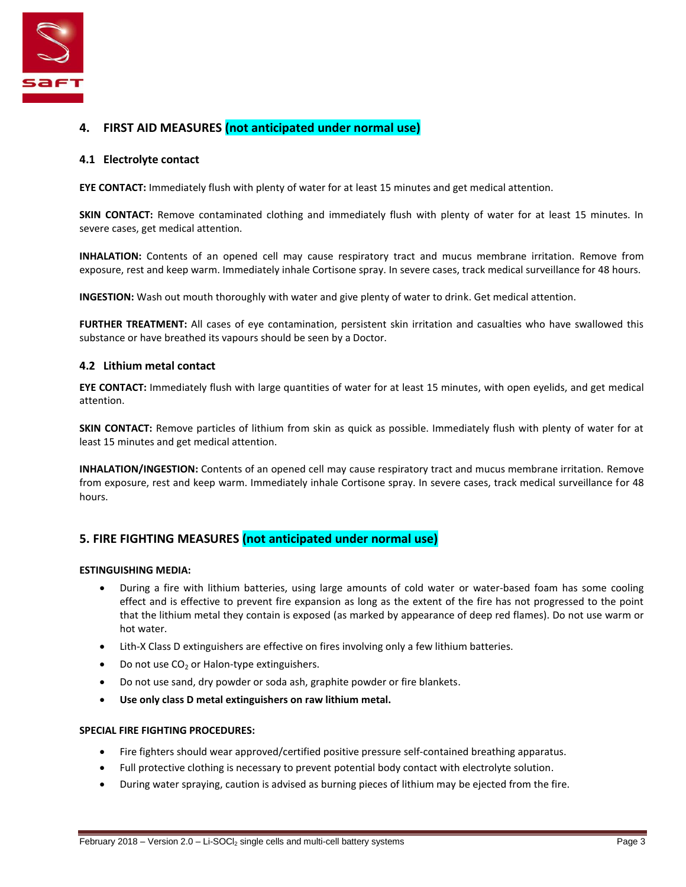## 4. FIRST AID MEASURES (not anticipated under normal use)

### 4.1 Electrolyte contact

**EYE CONTACT:** Immediately flush with plenty of water for at least 15 minutes and get medical attention.

**SKIN CONTACT:** Remove contaminated clothing and immediately flush with plenty of water for at least 15 minutes. In severe cases, get medical attention.

**INHALATION:** Contents of an opened cell may cause respiratory tract and mucus membrane irritation. Remove from exposure, rest and keep warm. Immediately inhale Cortisone spray. In severe cases, track medical surveillance for 48 hours.

**INGESTION:** Wash out mouth thoroughly with water and give plenty of water to drink. Get medical attention.

**FURTHER TREATMENT:** All cases of eye contamination, persistent skin irritation and casualties who have swallowed this substance or have breathed its vapours should be seen by a Doctor.

### 4.2 Lithium metal contact

**EYE CONTACT:** Immediately flush with large quantities of water for at least 15 minutes, with open eyelids, and get medical attention.

**SKIN CONTACT:** Remove particles of lithium from skin as quick as possible. Immediately flush with plenty of water for at least 15 minutes and get medical attention.

**INHALATION/INGESTION:** Contents of an opened cell may cause respiratory tract and mucus membrane irritation. Remove from exposure, rest and keep warm. Immediately inhale Cortisone spray. In severe cases, track medical surveillance for 48 hours.

## 5. FIRE FIGHTING MEASURES (not anticipated under normal use)

**ESTINGUISHING MEDIA:**

- During a fire with lithium batteries, using large amounts of cold water or water-based foam has some cooling effect and is effective to prevent fire expansion as long as the extent of the fire has not progressed to the point that the lithium metal they contain is exposed (as marked by appearance of deep red flames). Do not use warm or hot water.
- Lith-X Class D extinguishers are effective on fires involving only a few lithium batteries.
- Do not use $CO_2$ or Halon-type extinguishers.
- Do not use sand, dry powder or soda ash, graphite powder or fire blankets.
- **Use only class D metal extinguishers on raw lithium metal.**

**SPECIAL FIRE FIGHTING PROCEDURES:**

- Fire fighters should wear approved/certified positive pressure self-contained breathing apparatus.
- Full protective clothing is necessary to prevent potential body contact with electrolyte solution.
- During water spraying, caution is advised as burning pieces of lithium may be ejected from the fire.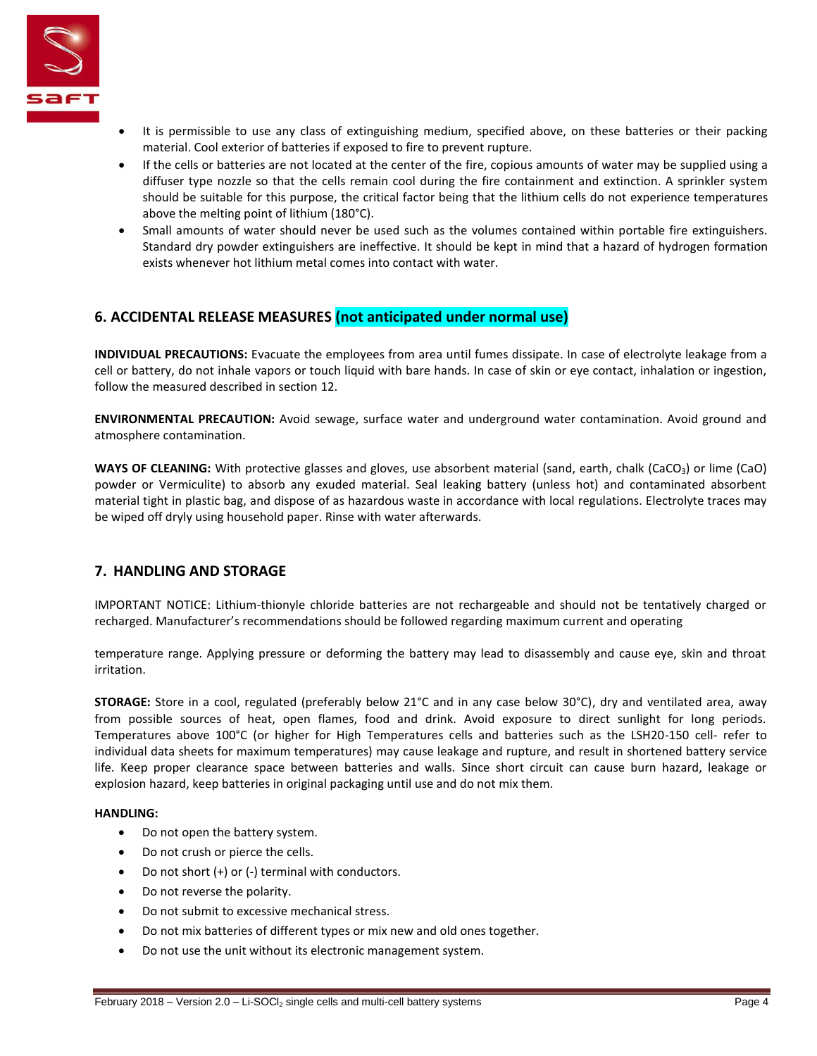- It is permissible to use any class of extinguishing medium, specified above, on these batteries or their packing material. Cool exterior of batteries if exposed to fire to prevent rupture.
- If the cells or batteries are not located at the center of the fire, copious amounts of water may be supplied using a diffuser type nozzle so that the cells remain cool during the fire containment and extinction. A sprinkler system should be suitable for this purpose, the critical factor being that the lithium cells do not experience temperatures above the melting point of lithium (180°C).
- Small amounts of water should never be used such as the volumes contained within portable fire extinguishers. Standard dry powder extinguishers are ineffective. It should be kept in mind that a hazard of hydrogen formation exists whenever hot lithium metal comes into contact with water.

## 6. ACCIDENTAL RELEASE MEASURES (not anticipated under normal use)

**INDIVIDUAL PRECAUTIONS:** Evacuate the employees from area until fumes dissipate. In case of electrolyte leakage from a cell or battery, do not inhale vapors or touch liquid with bare hands. In case of skin or eye contact, inhalation or ingestion, follow the measured described in section 12.

**ENVIRONMENTAL PRECAUTION:** Avoid sewage, surface water and underground water contamination. Avoid ground and atmosphere contamination.

**WAYS OF CLEANING:** With protective glasses and gloves, use absorbent material (sand, earth, chalk ($CaCO_3$) or lime ($CaO$) powder or Vermiculite) to absorb any exuded material. Seal leaking battery (unless hot) and contaminated absorbent material tight in plastic bag, and dispose of as hazardous waste in accordance with local regulations. Electrolyte traces may be wiped off dryly using household paper. Rinse with water afterwards.

## 7. HANDLING AND STORAGE

IMPORTANT NOTICE: Lithium-thionyle chloride batteries are not rechargeable and should not be tentatively charged or recharged. Manufacturer's recommendations should be followed regarding maximum current and operating

temperature range. Applying pressure or deforming the battery may lead to disassembly and cause eye, skin and throat irritation.

**STORAGE:** Store in a cool, regulated (preferably below 21°C and in any case below 30°C), dry and ventilated area, away from possible sources of heat, open flames, food and drink. Avoid exposure to direct sunlight for long periods. Temperatures above 100°C (or higher for High Temperatures cells and batteries such as the LSH20-150 cell- refer to individual data sheets for maximum temperatures) may cause leakage and rupture, and result in shortened battery service life. Keep proper clearance space between batteries and walls. Since short circuit can cause burn hazard, leakage or explosion hazard, keep batteries in original packaging until use and do not mix them.

**HANDLING:**

- Do not open the battery system.
- Do not crush or pierce the cells.
- Do not short (+) or (-) terminal with conductors.
- Do not reverse the polarity.
- Do not submit to excessive mechanical stress.
- Do not mix batteries of different types or mix new and old ones together.
- Do not use the unit without its electronic management system.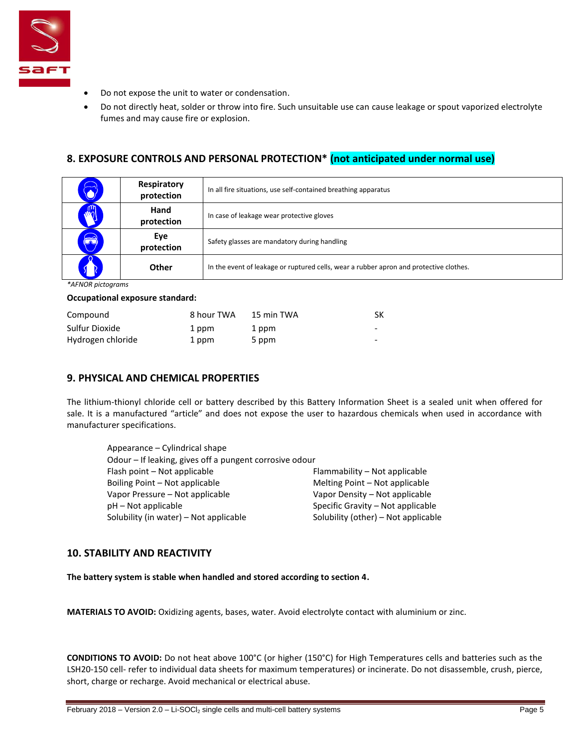- Do not expose the unit to water or condensation.
- Do not directly heat, solder or throw into fire. Such unsuitable use can cause leakage or spout vaporized electrolyte fumes and may cause fire or explosion.

## 8. EXPOSURE CONTROLS AND PERSONAL PROTECTION* (not anticipated under normal use)

| | | |
|---|---|---|
| | **Respiratory protection** | In all fire situations, use self-contained breathing apparatus |
| | **Hand protection** | In case of leakage wear protective gloves |
| | **Eye protection** | Safety glasses are mandatory during handling |
| | **Other** | In the event of leakage or ruptured cells, wear a rubber apron and protective clothes. |

*\*AFNOR pictograms*

**Occupational exposure standard:**

| Compound | 8 hour TWA | 15 min TWA | SK |
|---|---|---|---|
| Sulfur Dioxide | 1 ppm | 1 ppm | - |
| Hydrogen chloride | 1 ppm | 5 ppm | - |

## 9. PHYSICAL AND CHEMICAL PROPERTIES

The lithium-thionyl chloride cell or battery described by this Battery Information Sheet is a sealed unit when offered for sale. It is a manufactured "article" and does not expose the user to hazardous chemicals when used in accordance with manufacturer specifications.

Appearance – Cylindrical shape
Odour – If leaking, gives off a pungent corrosive odour
Flash point – Not applicable
Boiling Point – Not applicable
Vapor Pressure – Not applicable
pH – Not applicable
Solubility (in water) – Not applicable
Flammability – Not applicable
Melting Point – Not applicable
Vapor Density – Not applicable
Specific Gravity – Not applicable
Solubility (other) – Not applicable

## 10. STABILITY AND REACTIVITY

**The battery system is stable when handled and stored according to section 4.**

**MATERIALS TO AVOID:** Oxidizing agents, bases, water. Avoid electrolyte contact with aluminium or zinc.

**CONDITIONS TO AVOID:** Do not heat above 100°C (or higher (150°C) for High Temperatures cells and batteries such as the LSH20-150 cell- refer to individual data sheets for maximum temperatures) or incinerate. Do not disassemble, crush, pierce, short, charge or recharge. Avoid mechanical or electrical abuse.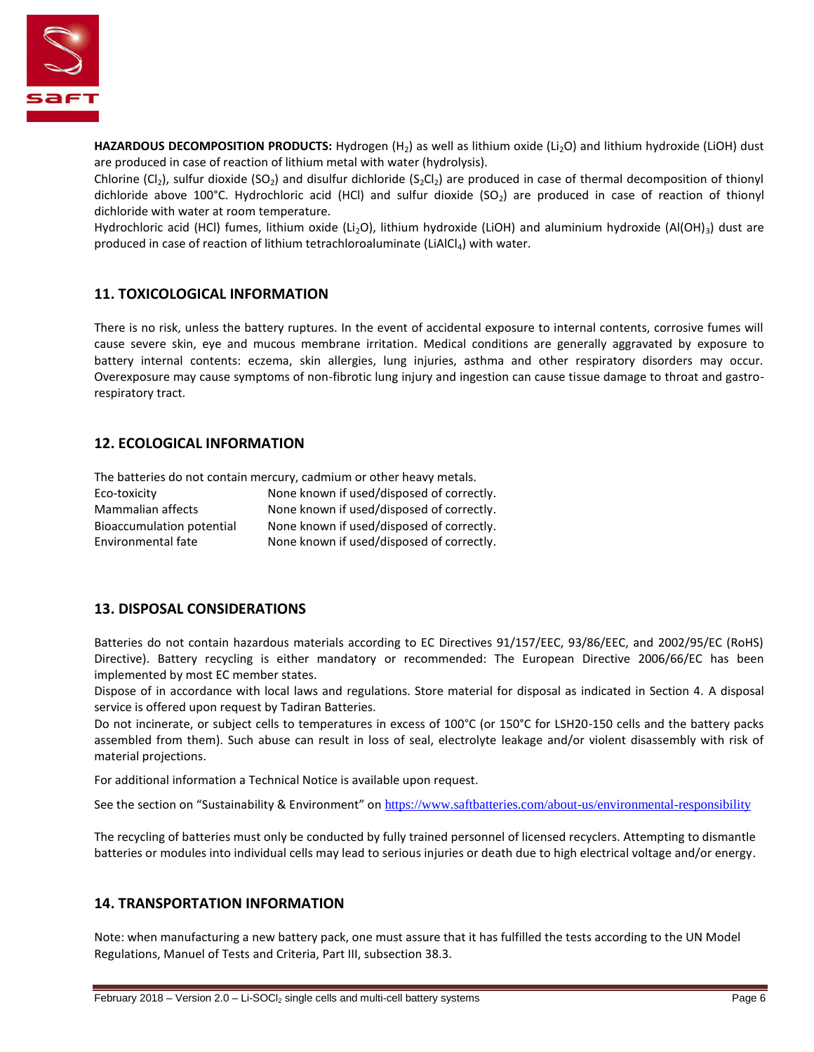**HAZARDOUS DECOMPOSITION PRODUCTS:** Hydrogen ($H_2$) as well as lithium oxide ($Li_2O$) and lithium hydroxide (LiOH) dust are produced in case of reaction of lithium metal with water (hydrolysis).

Chlorine ($Cl_2$), sulfur dioxide ($SO_2$) and disulfur dichloride ($S_2Cl_2$) are produced in case of thermal decomposition of thionyl dichloride above 100°C. Hydrochloric acid (HCl) and sulfur dioxide ($SO_2$) are produced in case of reaction of thionyl dichloride with water at room temperature.

Hydrochloric acid (HCl) fumes, lithium oxide ($Li_2O$), lithium hydroxide (LiOH) and aluminium hydroxide ($Al(OH)_3$) dust are produced in case of reaction of lithium tetrachloroaluminate ($LiAlCl_4$) with water.

## 11. TOXICOLOGICAL INFORMATION

There is no risk, unless the battery ruptures. In the event of accidental exposure to internal contents, corrosive fumes will cause severe skin, eye and mucous membrane irritation. Medical conditions are generally aggravated by exposure to battery internal contents: eczema, skin allergies, lung injuries, asthma and other respiratory disorders may occur. Overexposure may cause symptoms of non-fibrotic lung injury and ingestion can cause tissue damage to throat and gastro-respiratory tract.

## 12. ECOLOGICAL INFORMATION

The batteries do not contain mercury, cadmium or other heavy metals.

| | |
|---|---|
| Eco-toxicity | None known if used/disposed of correctly. |
| Mammalian affects | None known if used/disposed of correctly. |
| Bioaccumulation potential | None known if used/disposed of correctly. |
| Environmental fate | None known if used/disposed of correctly. |

## 13. DISPOSAL CONSIDERATIONS

Batteries do not contain hazardous materials according to EC Directives 91/157/EEC, 93/86/EEC, and 2002/95/EC (RoHS) Directive). Battery recycling is either mandatory or recommended: The European Directive 2006/66/EC has been implemented by most EC member states.

Dispose of in accordance with local laws and regulations. Store material for disposal as indicated in Section 4. A disposal service is offered upon request by Tadiran Batteries.

Do not incinerate, or subject cells to temperatures in excess of 100°C (or 150°C for LSH20-150 cells and the battery packs assembled from them). Such abuse can result in loss of seal, electrolyte leakage and/or violent disassembly with risk of material projections.

For additional information a Technical Notice is available upon request.

See the section on "Sustainability & Environment" on https://www.saftbatteries.com/about-us/environmental-responsibility

The recycling of batteries must only be conducted by fully trained personnel of licensed recyclers. Attempting to dismantle batteries or modules into individual cells may lead to serious injuries or death due to high electrical voltage and/or energy.

## 14. TRANSPORTATION INFORMATION

Note: when manufacturing a new battery pack, one must assure that it has fulfilled the tests according to the UN Model Regulations, Manuel of Tests and Criteria, Part III, subsection 38.3.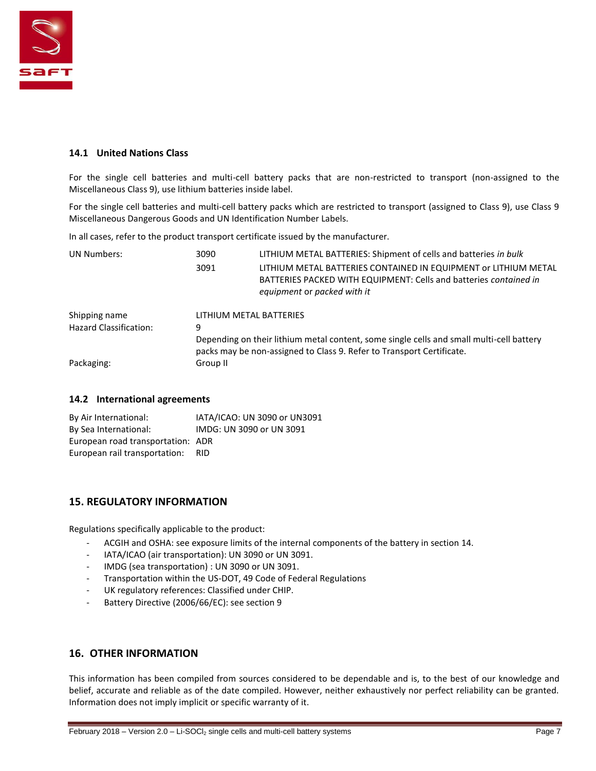### 14.1 United Nations Class

For the single cell batteries and multi-cell battery packs that are non-restricted to transport (non-assigned to the Miscellaneous Class 9), use lithium batteries inside label.

For the single cell batteries and multi-cell battery packs which are restricted to transport (assigned to Class 9), use Class 9 Miscellaneous Dangerous Goods and UN Identification Number Labels.

In all cases, refer to the product transport certificate issued by the manufacturer.

| | | |
|---|---|---|
| UN Numbers: | 3090 | LITHIUM METAL BATTERIES: Shipment of cells and batteries *in bulk* |
| | 3091 | LITHIUM METAL BATTERIES CONTAINED IN EQUIPMENT or LITHIUM METAL BATTERIES PACKED WITH EQUIPMENT: Cells and batteries *contained in equipment* or *packed with it* |

| | |
|---|---|
| Shipping name | LITHIUM METAL BATTERIES |
| Hazard Classification: | 9<br>Depending on their lithium metal content, some single cells and small multi-cell battery packs may be non-assigned to Class 9. Refer to Transport Certificate. |
| Packaging: | Group II |

### 14.2 International agreements

| | |
|---|---|
| By Air International: | IATA/ICAO: UN 3090 or UN3091 |
| By Sea International: | IMDG: UN 3090 or UN 3091 |
| European road transportation: | ADR |
| European rail transportation: | RID |

## 15. REGULATORY INFORMATION

Regulations specifically applicable to the product:

- ACGIH and OSHA: see exposure limits of the internal components of the battery in section 14.
- IATA/ICAO (air transportation): UN 3090 or UN 3091.
- IMDG (sea transportation) : UN 3090 or UN 3091.
- Transportation within the US-DOT, 49 Code of Federal Regulations
- UK regulatory references: Classified under CHIP.
- Battery Directive (2006/66/EC): see section 9

## 16. OTHER INFORMATION

This information has been compiled from sources considered to be dependable and is, to the best of our knowledge and belief, accurate and reliable as of the date compiled. However, neither exhaustively nor perfect reliability can be granted. Information does not imply implicit or specific warranty of it.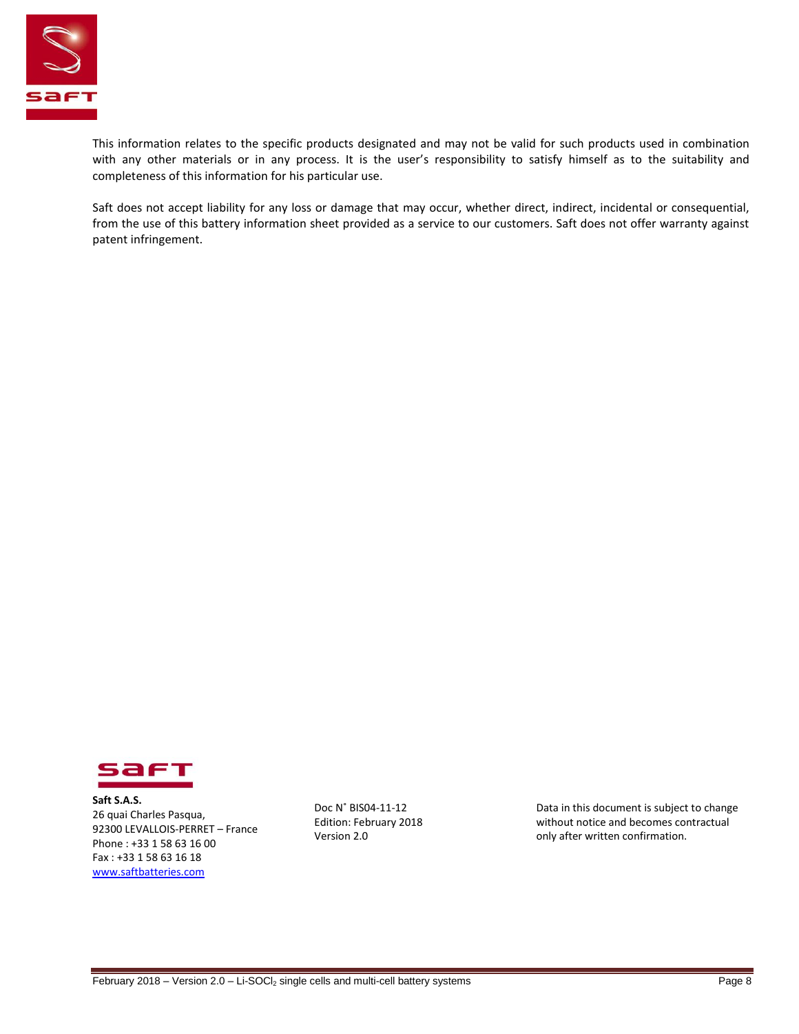This information relates to the specific products designated and may not be valid for such products used in combination with any other materials or in any process. It is the user's responsibility to satisfy himself as to the suitability and completeness of this information for his particular use.

Saft does not accept liability for any loss or damage that may occur, whether direct, indirect, incidental or consequential, from the use of this battery information sheet provided as a service to our customers. Saft does not offer warranty against patent infringement.

**Saft S.A.S.**
26 quai Charles Pasqua,
92300 LEVALLOIS-PERRET – France
Phone : +33 1 58 63 16 00
Fax : +33 1 58 63 16 18
www.saftbatteries.com

Doc N° BIS04-11-12
Edition: February 2018
Version 2.0

Data in this document is subject to change without notice and becomes contractual only after written confirmation.